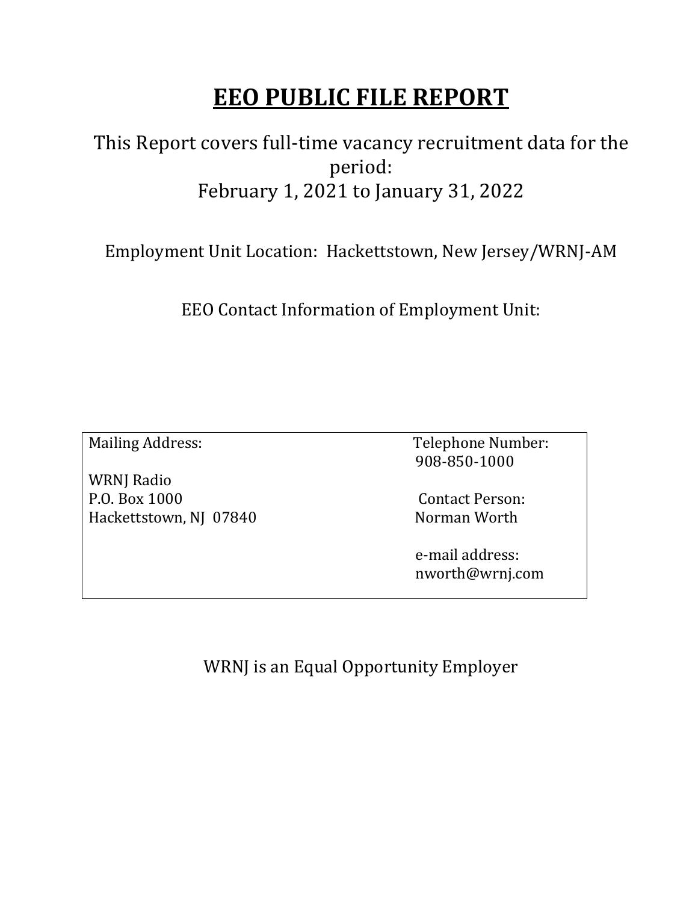# EEO PUBLIC FILE REPORT

This Report covers full-time vacancy recruitment data for the period:
February 1, 2021 to January 31, 2022

Employment Unit Location: Hackettstown, New Jersey/WRNJ-AM

EEO Contact Information of Employment Unit:

| Mailing Address: | Telephone Number: |
|---|---|
| | 908-850-1000 |
| WRNJ Radio | |
| P.O. Box 1000 | Contact Person: |
| Hackettstown, NJ 07840 | Norman Worth |
| | e-mail address: |
| | nworth@wrnj.com |

WRNJ is an Equal Opportunity Employer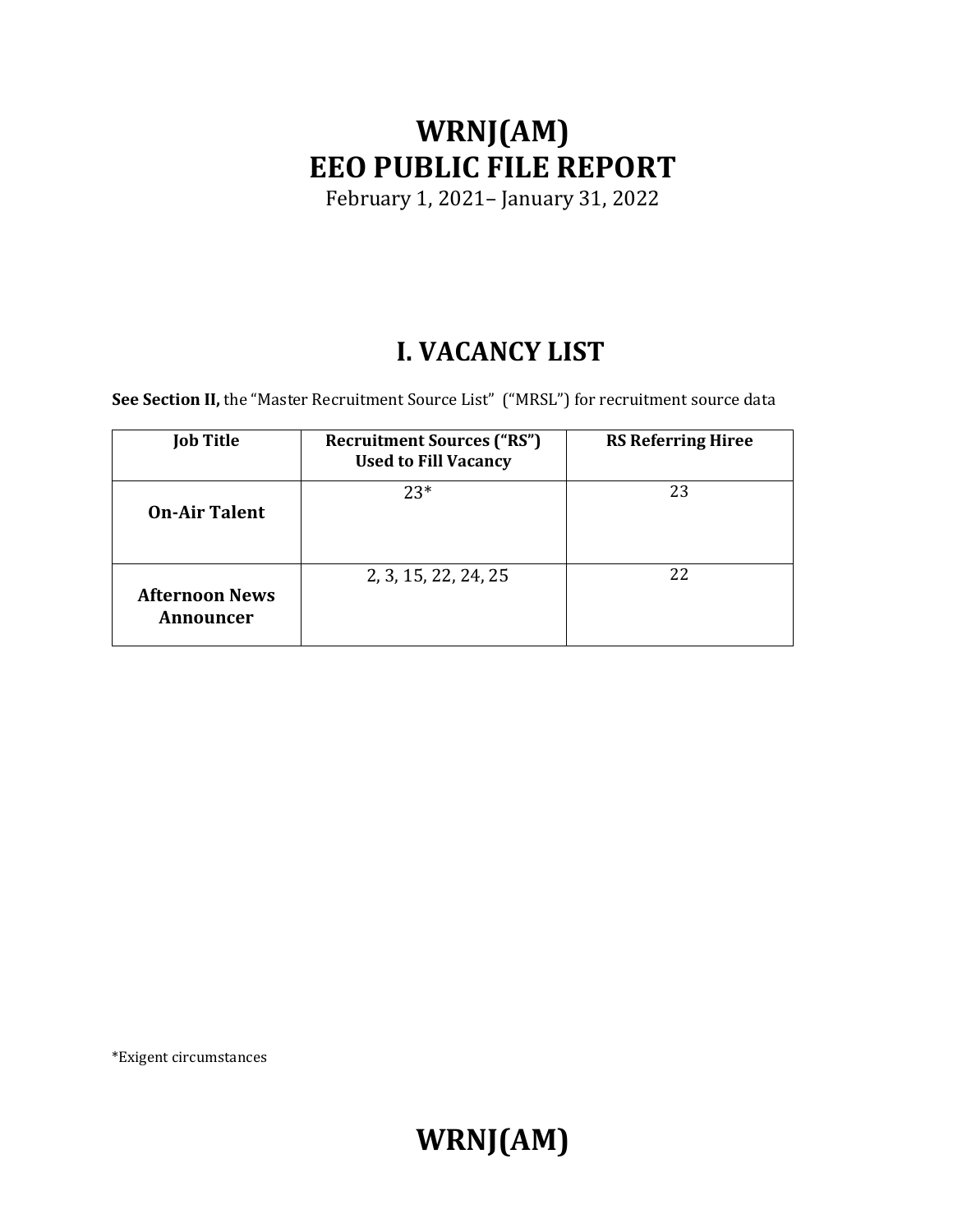# WRNJ(AM)
# EEO PUBLIC FILE REPORT

February 1, 2021– January 31, 2022

## I. VACANCY LIST

**See Section II,** the "Master Recruitment Source List" ("MRSL") for recruitment source data

| Job Title | Recruitment Sources ("RS") Used to Fill Vacancy | RS Referring Hiree |
|---|---|---|
| **On-Air Talent** | 23* | 23 |
| **Afternoon News Announcer** | 2, 3, 15, 22, 24, 25 | 22 |

*Exigent circumstances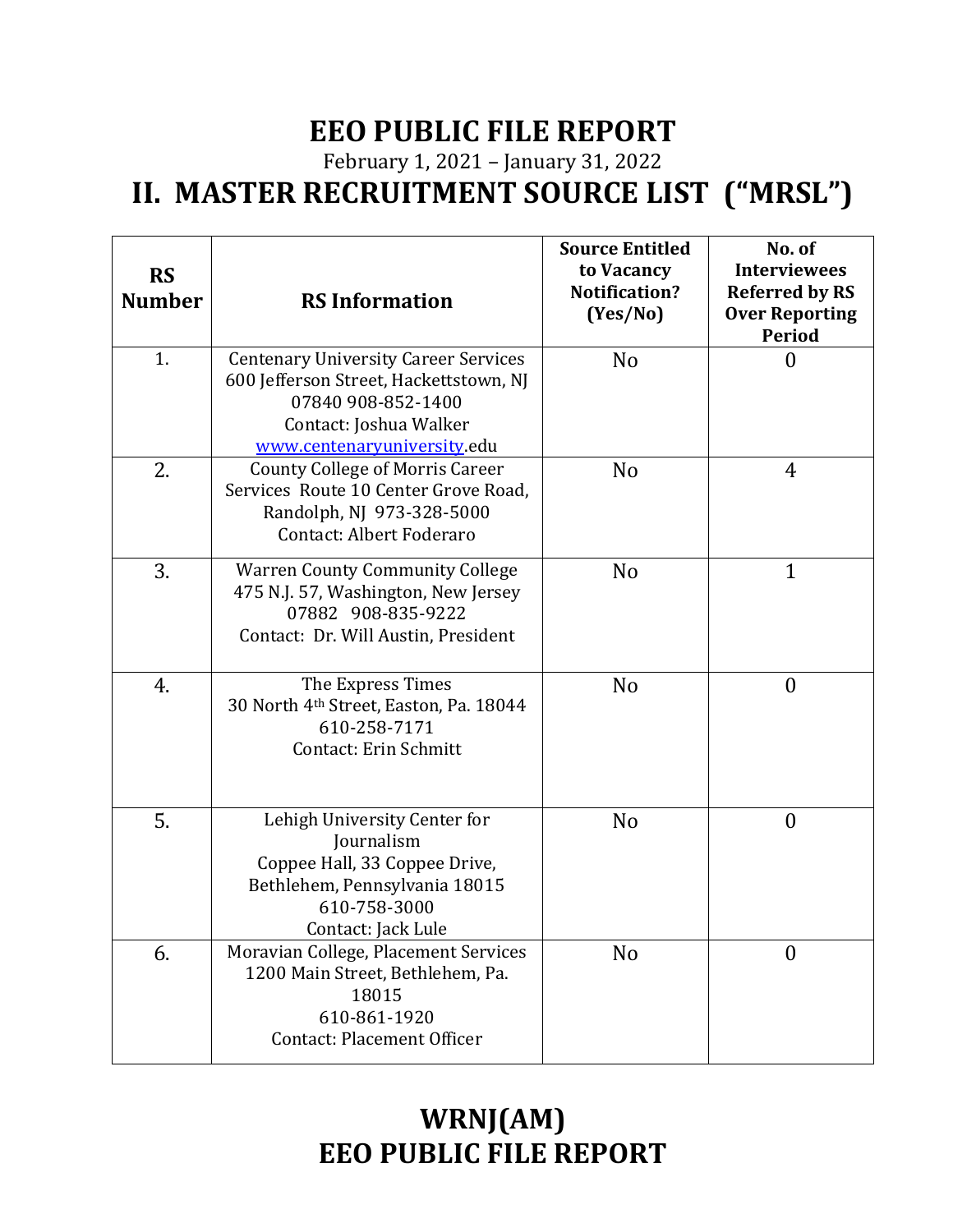# EEO PUBLIC FILE REPORT

February 1, 2021 – January 31, 2022

# II. MASTER RECRUITMENT SOURCE LIST ("MRSL")

| RS Number | RS Information | Source Entitled to Vacancy Notification? (Yes/No) | No. of Interviewees Referred by RS Over Reporting Period |
|---|---|---|---|
| 1. | Centenary University Career Services 600 Jefferson Street, Hackettstown, NJ 07840 908-852-1400 Contact: Joshua Walker www.centenaryuniversity.edu | No | 0 |
| 2. | County College of Morris Career Services Route 10 Center Grove Road, Randolph, NJ 973-328-5000 Contact: Albert Foderaro | No | 4 |
| 3. | Warren County Community College 475 N.J. 57, Washington, New Jersey 07882 908-835-9222 Contact: Dr. Will Austin, President | No | 1 |
| 4. | The Express Times 30 North 4th Street, Easton, Pa. 18044 610-258-7171 Contact: Erin Schmitt | No | 0 |
| 5. | Lehigh University Center for Journalism Coppee Hall, 33 Coppee Drive, Bethlehem, Pennsylvania 18015 610-758-3000 Contact: Jack Lule | No | 0 |
| 6. | Moravian College, Placement Services 1200 Main Street, Bethlehem, Pa. 18015 610-861-1920 Contact: Placement Officer | No | 0 |

## WRNJ(AM)
## EEO PUBLIC FILE REPORT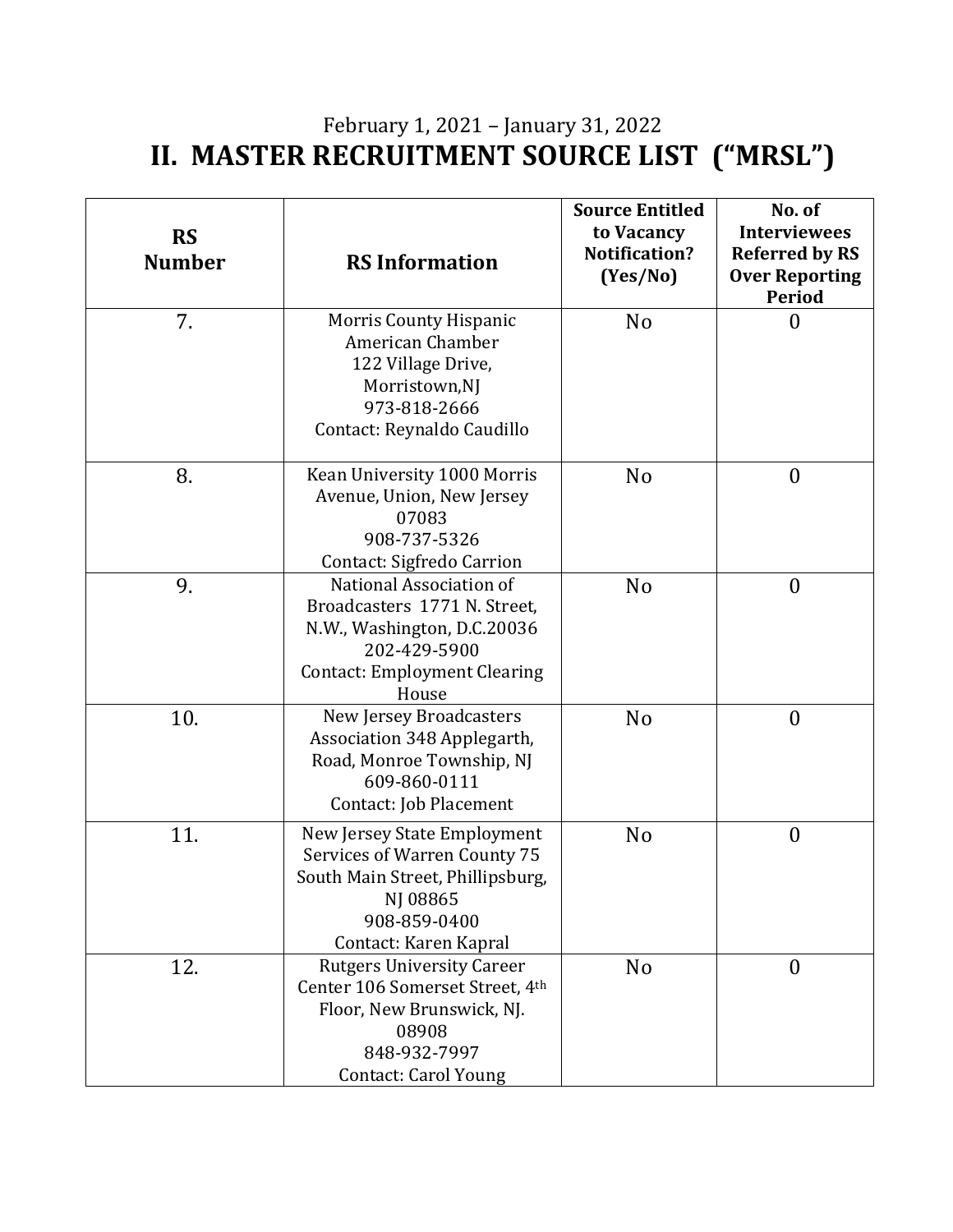February 1, 2021 – January 31, 2022

# II. MASTER RECRUITMENT SOURCE LIST ("MRSL")

| RS Number | RS Information | Source Entitled to Vacancy Notification? (Yes/No) | No. of Interviewees Referred by RS Over Reporting Period |
|---|---|---|---|
| 7. | Morris County Hispanic American Chamber 122 Village Drive, Morristown,NJ 973-818-2666 Contact: Reynaldo Caudillo | No | 0 |
| 8. | Kean University 1000 Morris Avenue, Union, New Jersey 07083 908-737-5326 Contact: Sigfredo Carrion | No | 0 |
| 9. | National Association of Broadcasters 1771 N. Street, N.W., Washington, D.C.20036 202-429-5900 Contact: Employment Clearing House | No | 0 |
| 10. | New Jersey Broadcasters Association 348 Applegarth, Road, Monroe Township, NJ 609-860-0111 Contact: Job Placement | No | 0 |
| 11. | New Jersey State Employment Services of Warren County 75 South Main Street, Phillipsburg, NJ 08865 908-859-0400 Contact: Karen Kapral | No | 0 |
| 12. | Rutgers University Career Center 106 Somerset Street, 4th Floor, New Brunswick, NJ. 08908 848-932-7997 Contact: Carol Young | No | 0 |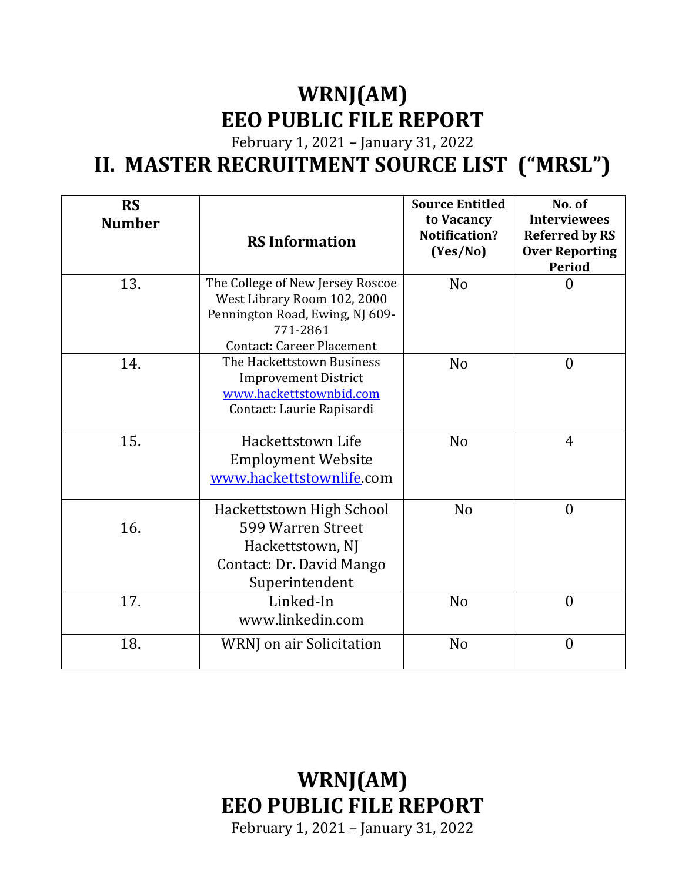# WRNJ(AM)
# EEO PUBLIC FILE REPORT

February 1, 2021 – January 31, 2022

# II. MASTER RECRUITMENT SOURCE LIST ("MRSL")

| RS Number | RS Information | Source Entitled to Vacancy Notification? (Yes/No) | No. of Interviewees Referred by RS Over Reporting Period |
|---|---|---|---|
| 13. | The College of New Jersey Roscoe West Library Room 102, 2000 Pennington Road, Ewing, NJ 609-771-2861<br>Contact: Career Placement | No | 0 |
| 14. | The Hackettstown Business Improvement District<br>www.hackettstownbid.com<br>Contact: Laurie Rapisardi | No | 0 |
| 15. | Hackettstown Life Employment Website<br>www.hackettstownlife.com | No | 4 |
| 16. | Hackettstown High School<br>599 Warren Street<br>Hackettstown, NJ<br>Contact: Dr. David Mango Superintendent | No | 0 |
| 17. | Linked-In<br>www.linkedin.com | No | 0 |
| 18. | WRNJ on air Solicitation | No | 0 |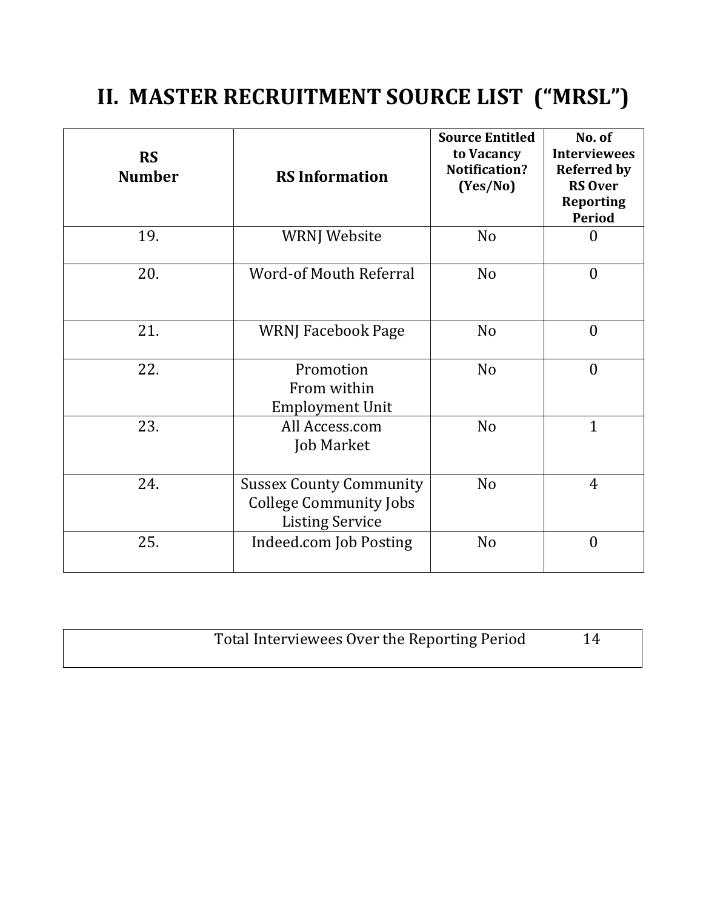# II. MASTER RECRUITMENT SOURCE LIST ("MRSL")

| RS Number | RS Information | Source Entitled to Vacancy Notification? (Yes/No) | No. of Interviewees Referred by RS Over Reporting Period |
|---|---|---|---|
| 19. | WRNJ Website | No | 0 |
| 20. | Word-of Mouth Referral | No | 0 |
| 21. | WRNJ Facebook Page | No | 0 |
| 22. | Promotion From within Employment Unit | No | 0 |
| 23. | All Access.com Job Market | No | 1 |
| 24. | Sussex County Community College Community Jobs Listing Service | No | 4 |
| 25. | Indeed.com Job Posting | No | 0 |

| Total Interviewees Over the Reporting Period | 14 |
|---|---|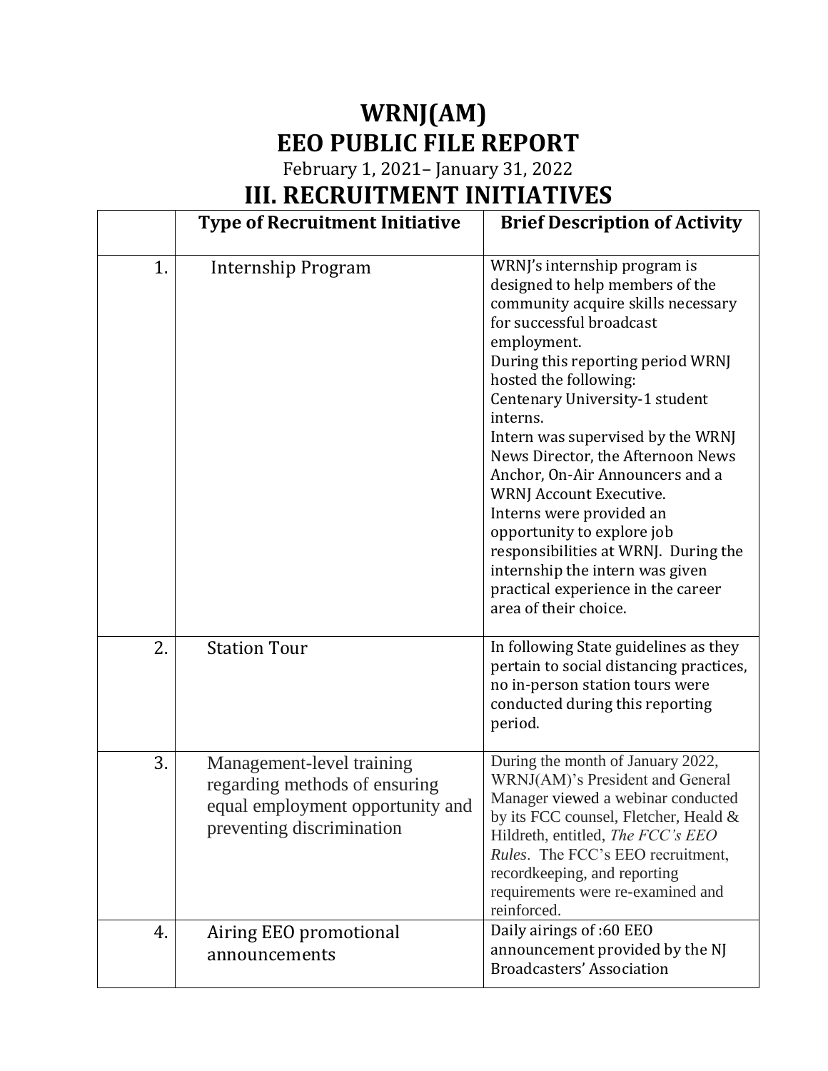# WRNJ(AM)
# EEO PUBLIC FILE REPORT

February 1, 2021– January 31, 2022

## III. RECRUITMENT INITIATIVES

| | Type of Recruitment Initiative | Brief Description of Activity |
|---|---|---|
| 1. | Internship Program | WRNJ's internship program is designed to help members of the community acquire skills necessary for successful broadcast employment. During this reporting period WRNJ hosted the following: Centenary University-1 student interns. Intern was supervised by the WRNJ News Director, the Afternoon News Anchor, On-Air Announcers and a WRNJ Account Executive. Interns were provided an opportunity to explore job responsibilities at WRNJ. During the internship the intern was given practical experience in the career area of their choice. |
| 2. | Station Tour | In following State guidelines as they pertain to social distancing practices, no in-person station tours were conducted during this reporting period. |
| 3. | Management-level training regarding methods of ensuring equal employment opportunity and preventing discrimination | During the month of January 2022, WRNJ(AM)'s President and General Manager viewed a webinar conducted by its FCC counsel, Fletcher, Heald & Hildreth, entitled, *The FCC's EEO Rules*. The FCC's EEO recruitment, recordkeeping, and reporting requirements were re-examined and reinforced. |
| 4. | Airing EEO promotional announcements | Daily airings of :60 EEO announcement provided by the NJ Broadcasters' Association |